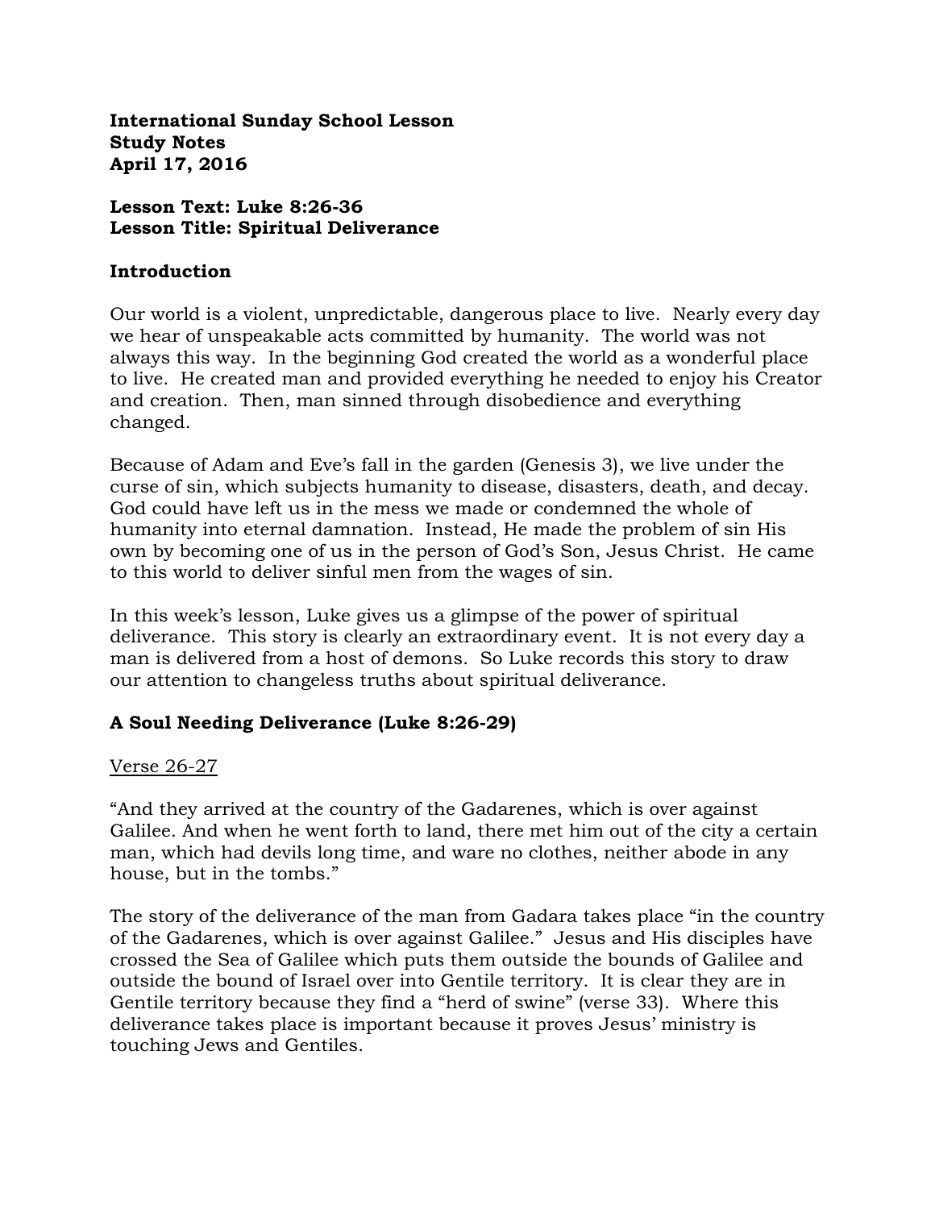**International Sunday School Lesson**
**Study Notes**
**April 17, 2016**

**Lesson Text: Luke 8:26-36**
**Lesson Title: Spiritual Deliverance**

## Introduction

Our world is a violent, unpredictable, dangerous place to live. Nearly every day we hear of unspeakable acts committed by humanity. The world was not always this way. In the beginning God created the world as a wonderful place to live. He created man and provided everything he needed to enjoy his Creator and creation. Then, man sinned through disobedience and everything changed.

Because of Adam and Eve's fall in the garden (Genesis 3), we live under the curse of sin, which subjects humanity to disease, disasters, death, and decay. God could have left us in the mess we made or condemned the whole of humanity into eternal damnation. Instead, He made the problem of sin His own by becoming one of us in the person of God's Son, Jesus Christ. He came to this world to deliver sinful men from the wages of sin.

In this week's lesson, Luke gives us a glimpse of the power of spiritual deliverance. This story is clearly an extraordinary event. It is not every day a man is delivered from a host of demons. So Luke records this story to draw our attention to changeless truths about spiritual deliverance.

## A Soul Needing Deliverance (Luke 8:26-29)

<u>Verse 26-27</u>

"And they arrived at the country of the Gadarenes, which is over against Galilee. And when he went forth to land, there met him out of the city a certain man, which had devils long time, and ware no clothes, neither abode in any house, but in the tombs."

The story of the deliverance of the man from Gadara takes place "in the country of the Gadarenes, which is over against Galilee." Jesus and His disciples have crossed the Sea of Galilee which puts them outside the bounds of Galilee and outside the bound of Israel over into Gentile territory. It is clear they are in Gentile territory because they find a "herd of swine" (verse 33). Where this deliverance takes place is important because it proves Jesus' ministry is touching Jews and Gentiles.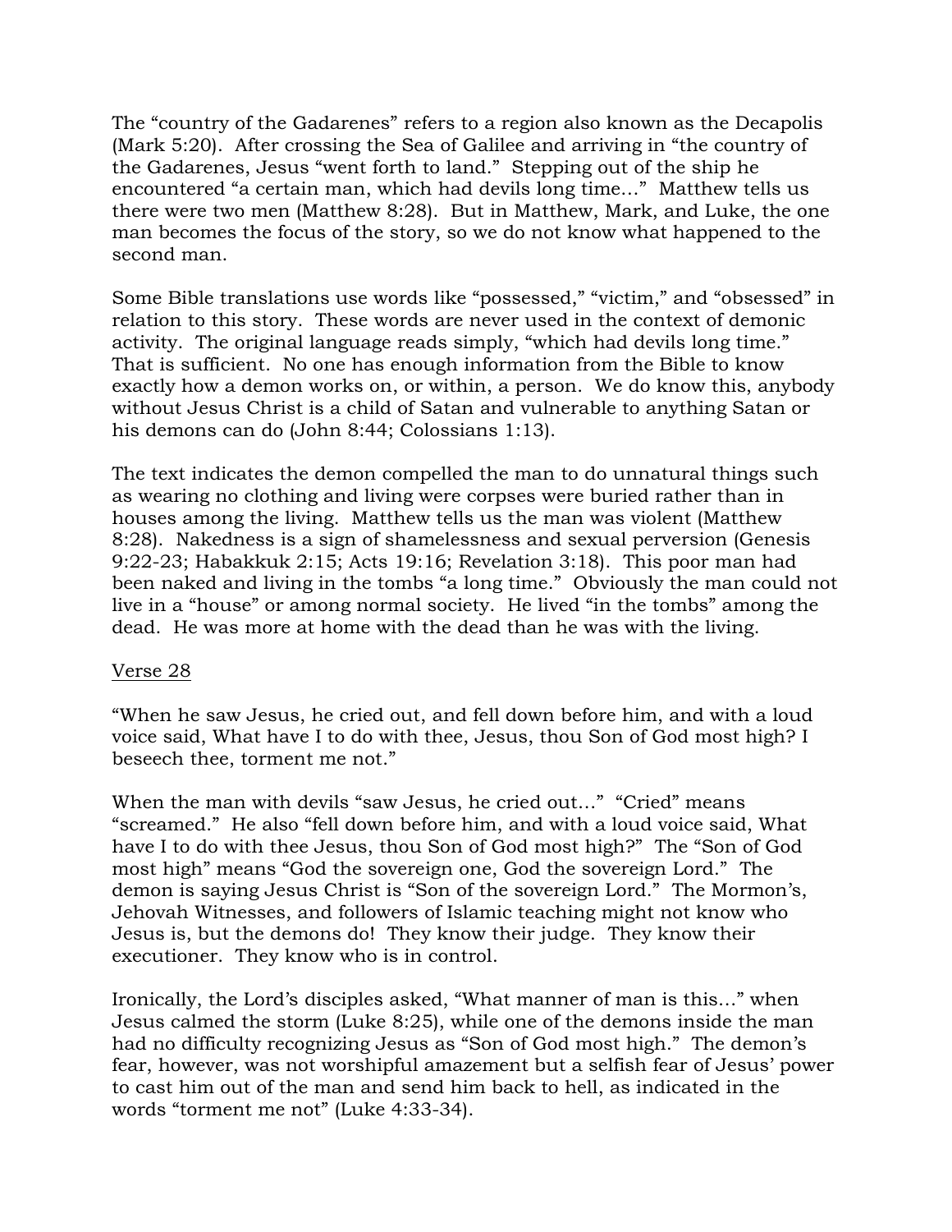The "country of the Gadarenes" refers to a region also known as the Decapolis (Mark 5:20). After crossing the Sea of Galilee and arriving in "the country of the Gadarenes, Jesus "went forth to land." Stepping out of the ship he encountered "a certain man, which had devils long time…" Matthew tells us there were two men (Matthew 8:28). But in Matthew, Mark, and Luke, the one man becomes the focus of the story, so we do not know what happened to the second man.

Some Bible translations use words like "possessed," "victim," and "obsessed" in relation to this story. These words are never used in the context of demonic activity. The original language reads simply, "which had devils long time." That is sufficient. No one has enough information from the Bible to know exactly how a demon works on, or within, a person. We do know this, anybody without Jesus Christ is a child of Satan and vulnerable to anything Satan or his demons can do (John 8:44; Colossians 1:13).

The text indicates the demon compelled the man to do unnatural things such as wearing no clothing and living were corpses were buried rather than in houses among the living. Matthew tells us the man was violent (Matthew 8:28). Nakedness is a sign of shamelessness and sexual perversion (Genesis 9:22-23; Habakkuk 2:15; Acts 19:16; Revelation 3:18). This poor man had been naked and living in the tombs "a long time." Obviously the man could not live in a "house" or among normal society. He lived "in the tombs" among the dead. He was more at home with the dead than he was with the living.

<u>Verse 28</u>

"When he saw Jesus, he cried out, and fell down before him, and with a loud voice said, What have I to do with thee, Jesus, thou Son of God most high? I beseech thee, torment me not."

When the man with devils "saw Jesus, he cried out…" "Cried" means "screamed." He also "fell down before him, and with a loud voice said, What have I to do with thee Jesus, thou Son of God most high?" The "Son of God most high" means "God the sovereign one, God the sovereign Lord." The demon is saying Jesus Christ is "Son of the sovereign Lord." The Mormon's, Jehovah Witnesses, and followers of Islamic teaching might not know who Jesus is, but the demons do! They know their judge. They know their executioner. They know who is in control.

Ironically, the Lord's disciples asked, "What manner of man is this…" when Jesus calmed the storm (Luke 8:25), while one of the demons inside the man had no difficulty recognizing Jesus as "Son of God most high." The demon's fear, however, was not worshipful amazement but a selfish fear of Jesus' power to cast him out of the man and send him back to hell, as indicated in the words "torment me not" (Luke 4:33-34).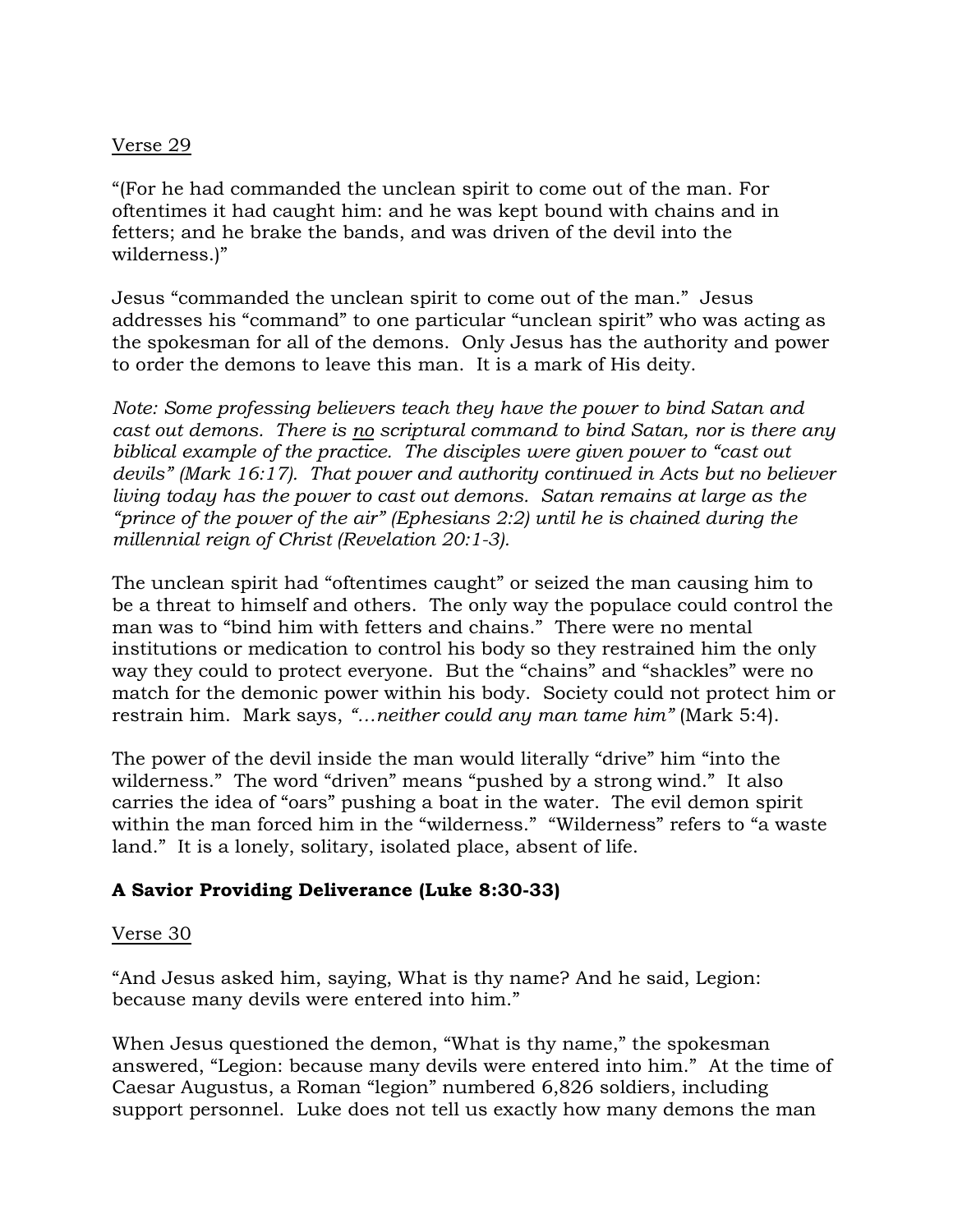Verse 29

"(For he had commanded the unclean spirit to come out of the man. For oftentimes it had caught him: and he was kept bound with chains and in fetters; and he brake the bands, and was driven of the devil into the wilderness.)"

Jesus "commanded the unclean spirit to come out of the man." Jesus addresses his "command" to one particular "unclean spirit" who was acting as the spokesman for all of the demons. Only Jesus has the authority and power to order the demons to leave this man. It is a mark of His deity.

*Note: Some professing believers teach they have the power to bind Satan and cast out demons. There is no scriptural command to bind Satan, nor is there any biblical example of the practice. The disciples were given power to "cast out devils" (Mark 16:17). That power and authority continued in Acts but no believer living today has the power to cast out demons. Satan remains at large as the "prince of the power of the air" (Ephesians 2:2) until he is chained during the millennial reign of Christ (Revelation 20:1-3).*

The unclean spirit had "oftentimes caught" or seized the man causing him to be a threat to himself and others. The only way the populace could control the man was to "bind him with fetters and chains." There were no mental institutions or medication to control his body so they restrained him the only way they could to protect everyone. But the "chains" and "shackles" were no match for the demonic power within his body. Society could not protect him or restrain him. Mark says, *"…neither could any man tame him"* (Mark 5:4).

The power of the devil inside the man would literally "drive" him "into the wilderness." The word "driven" means "pushed by a strong wind." It also carries the idea of "oars" pushing a boat in the water. The evil demon spirit within the man forced him in the "wilderness." "Wilderness" refers to "a waste land." It is a lonely, solitary, isolated place, absent of life.

**A Savior Providing Deliverance (Luke 8:30-33)**

Verse 30

"And Jesus asked him, saying, What is thy name? And he said, Legion: because many devils were entered into him."

When Jesus questioned the demon, "What is thy name," the spokesman answered, "Legion: because many devils were entered into him." At the time of Caesar Augustus, a Roman "legion" numbered 6,826 soldiers, including support personnel. Luke does not tell us exactly how many demons the man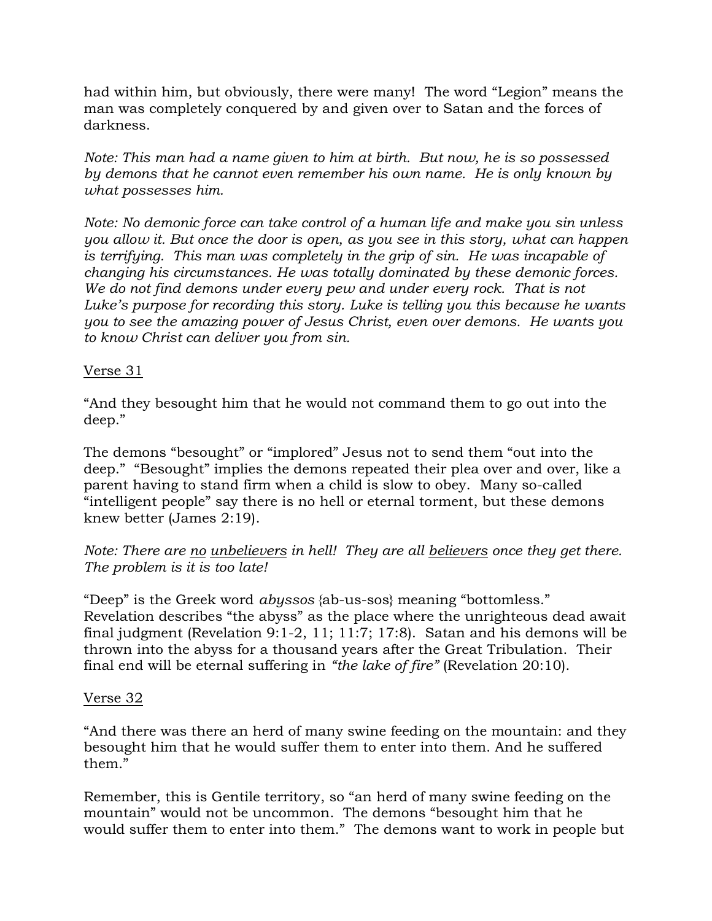had within him, but obviously, there were many! The word "Legion" means the man was completely conquered by and given over to Satan and the forces of darkness.

*Note: This man had a name given to him at birth. But now, he is so possessed by demons that he cannot even remember his own name. He is only known by what possesses him.*

*Note: No demonic force can take control of a human life and make you sin unless you allow it. But once the door is open, as you see in this story, what can happen is terrifying. This man was completely in the grip of sin. He was incapable of changing his circumstances. He was totally dominated by these demonic forces. We do not find demons under every pew and under every rock. That is not Luke's purpose for recording this story. Luke is telling you this because he wants you to see the amazing power of Jesus Christ, even over demons. He wants you to know Christ can deliver you from sin.*

<u>Verse 31</u>

"And they besought him that he would not command them to go out into the deep."

The demons "besought" or "implored" Jesus not to send them "out into the deep." "Besought" implies the demons repeated their plea over and over, like a parent having to stand firm when a child is slow to obey. Many so-called "intelligent people" say there is no hell or eternal torment, but these demons knew better (James 2:19).

*Note: There are <u>no</u> <u>unbelievers</u> in hell! They are all <u>believers</u> once they get there. The problem is it is too late!*

"Deep" is the Greek word *abyssos* {ab-us-sos} meaning "bottomless." Revelation describes "the abyss" as the place where the unrighteous dead await final judgment (Revelation 9:1-2, 11; 11:7; 17:8). Satan and his demons will be thrown into the abyss for a thousand years after the Great Tribulation. Their final end will be eternal suffering in *"the lake of fire"* (Revelation 20:10).

<u>Verse 32</u>

"And there was there an herd of many swine feeding on the mountain: and they besought him that he would suffer them to enter into them. And he suffered them."

Remember, this is Gentile territory, so "an herd of many swine feeding on the mountain" would not be uncommon. The demons "besought him that he would suffer them to enter into them." The demons want to work in people but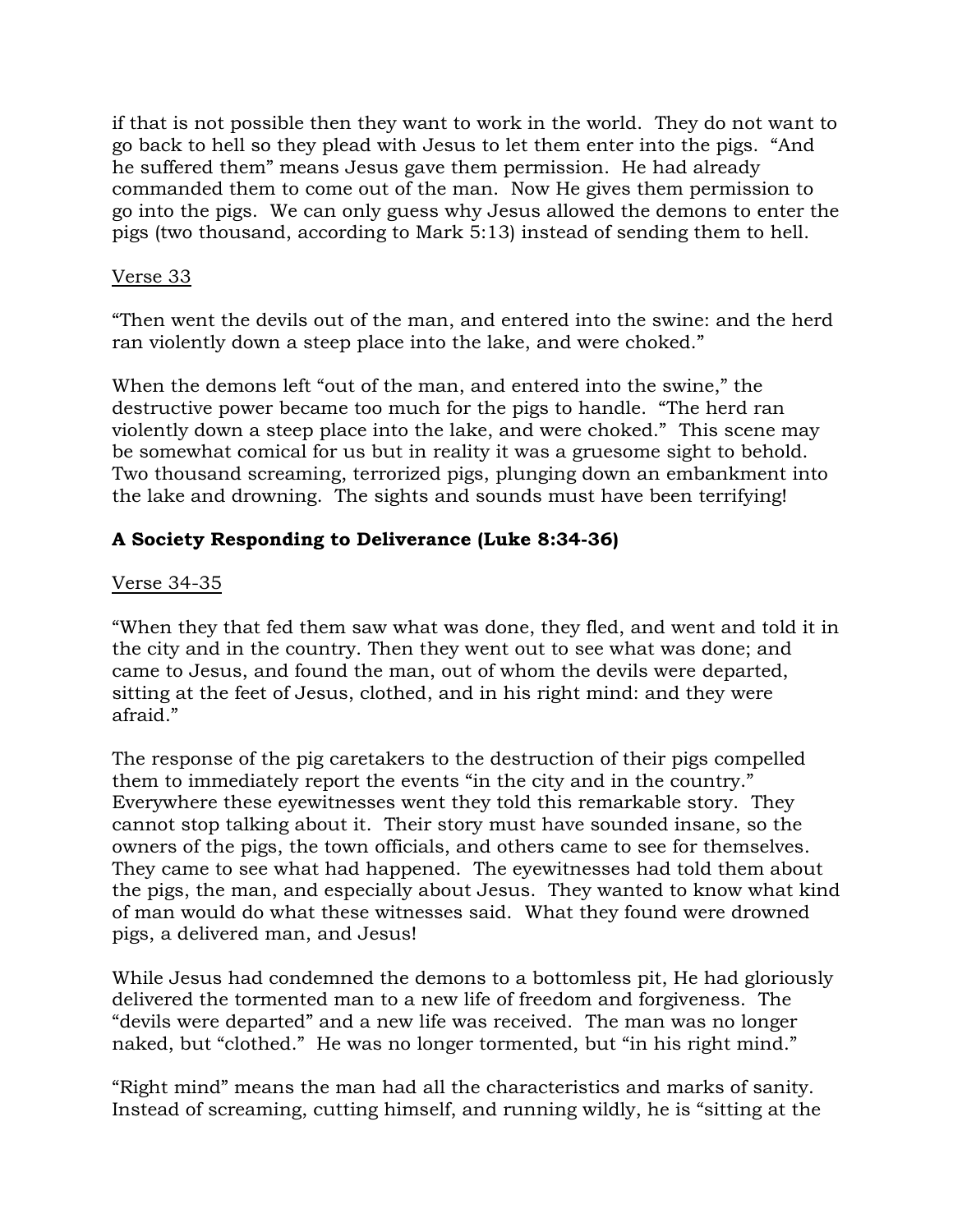if that is not possible then they want to work in the world. They do not want to go back to hell so they plead with Jesus to let them enter into the pigs. "And he suffered them" means Jesus gave them permission. He had already commanded them to come out of the man. Now He gives them permission to go into the pigs. We can only guess why Jesus allowed the demons to enter the pigs (two thousand, according to Mark 5:13) instead of sending them to hell.

<u>Verse 33</u>

"Then went the devils out of the man, and entered into the swine: and the herd ran violently down a steep place into the lake, and were choked."

When the demons left "out of the man, and entered into the swine," the destructive power became too much for the pigs to handle. "The herd ran violently down a steep place into the lake, and were choked." This scene may be somewhat comical for us but in reality it was a gruesome sight to behold. Two thousand screaming, terrorized pigs, plunging down an embankment into the lake and drowning. The sights and sounds must have been terrifying!

**A Society Responding to Deliverance (Luke 8:34-36)**

<u>Verse 34-35</u>

"When they that fed them saw what was done, they fled, and went and told it in the city and in the country. Then they went out to see what was done; and came to Jesus, and found the man, out of whom the devils were departed, sitting at the feet of Jesus, clothed, and in his right mind: and they were afraid."

The response of the pig caretakers to the destruction of their pigs compelled them to immediately report the events "in the city and in the country." Everywhere these eyewitnesses went they told this remarkable story. They cannot stop talking about it. Their story must have sounded insane, so the owners of the pigs, the town officials, and others came to see for themselves. They came to see what had happened. The eyewitnesses had told them about the pigs, the man, and especially about Jesus. They wanted to know what kind of man would do what these witnesses said. What they found were drowned pigs, a delivered man, and Jesus!

While Jesus had condemned the demons to a bottomless pit, He had gloriously delivered the tormented man to a new life of freedom and forgiveness. The "devils were departed" and a new life was received. The man was no longer naked, but "clothed." He was no longer tormented, but "in his right mind."

"Right mind" means the man had all the characteristics and marks of sanity. Instead of screaming, cutting himself, and running wildly, he is "sitting at the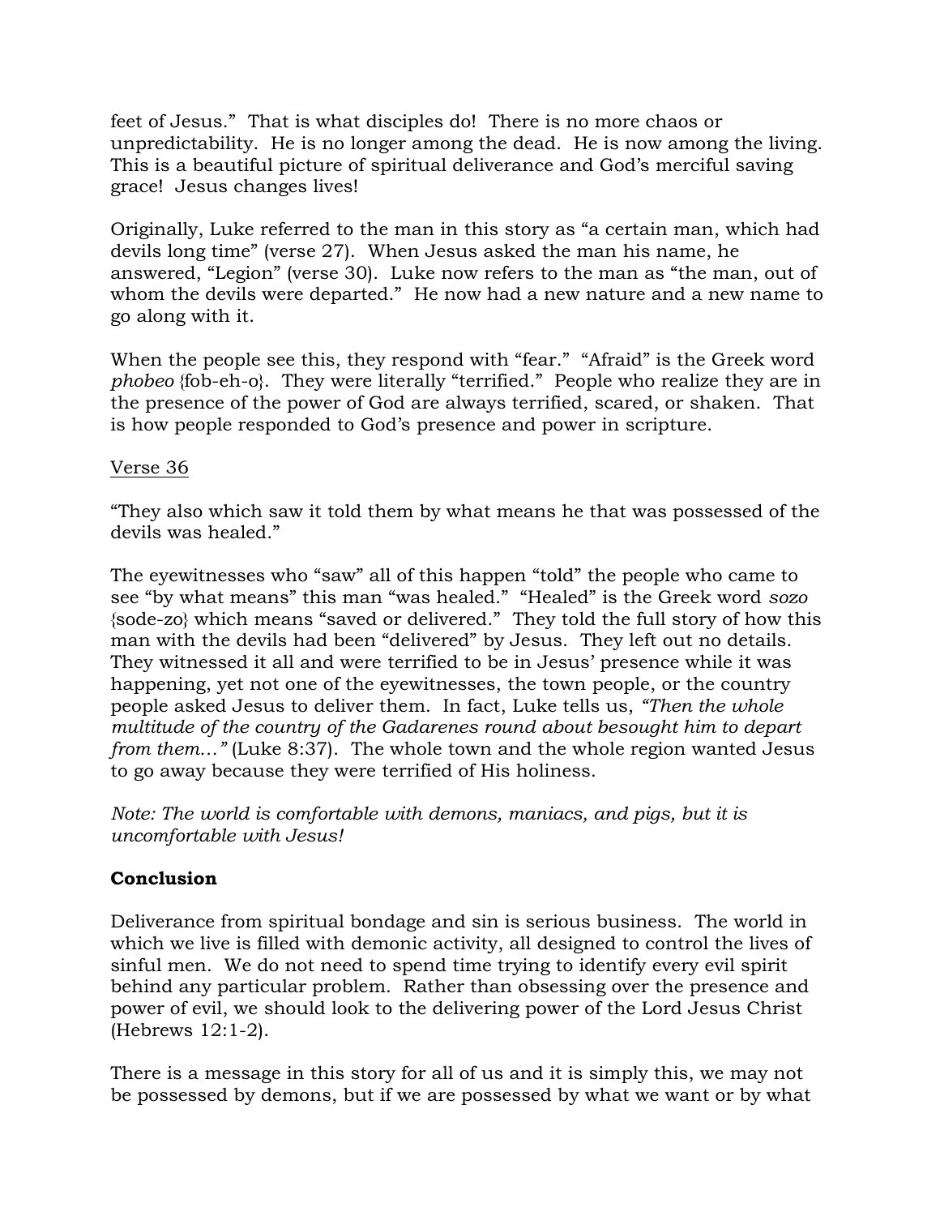feet of Jesus." That is what disciples do! There is no more chaos or unpredictability. He is no longer among the dead. He is now among the living. This is a beautiful picture of spiritual deliverance and God's merciful saving grace! Jesus changes lives!

Originally, Luke referred to the man in this story as "a certain man, which had devils long time" (verse 27). When Jesus asked the man his name, he answered, "Legion" (verse 30). Luke now refers to the man as "the man, out of whom the devils were departed." He now had a new nature and a new name to go along with it.

When the people see this, they respond with "fear." "Afraid" is the Greek word *phobeo* {fob-eh-o}. They were literally "terrified." People who realize they are in the presence of the power of God are always terrified, scared, or shaken. That is how people responded to God's presence and power in scripture.

Verse 36

"They also which saw it told them by what means he that was possessed of the devils was healed."

The eyewitnesses who "saw" all of this happen "told" the people who came to see "by what means" this man "was healed." "Healed" is the Greek word *sozo* {sode-zo} which means "saved or delivered." They told the full story of how this man with the devils had been "delivered" by Jesus. They left out no details. They witnessed it all and were terrified to be in Jesus' presence while it was happening, yet not one of the eyewitnesses, the town people, or the country people asked Jesus to deliver them. In fact, Luke tells us, *"Then the whole multitude of the country of the Gadarenes round about besought him to depart from them…"* (Luke 8:37). The whole town and the whole region wanted Jesus to go away because they were terrified of His holiness.

*Note: The world is comfortable with demons, maniacs, and pigs, but it is uncomfortable with Jesus!*

**Conclusion**

Deliverance from spiritual bondage and sin is serious business. The world in which we live is filled with demonic activity, all designed to control the lives of sinful men. We do not need to spend time trying to identify every evil spirit behind any particular problem. Rather than obsessing over the presence and power of evil, we should look to the delivering power of the Lord Jesus Christ (Hebrews 12:1-2).

There is a message in this story for all of us and it is simply this, we may not be possessed by demons, but if we are possessed by what we want or by what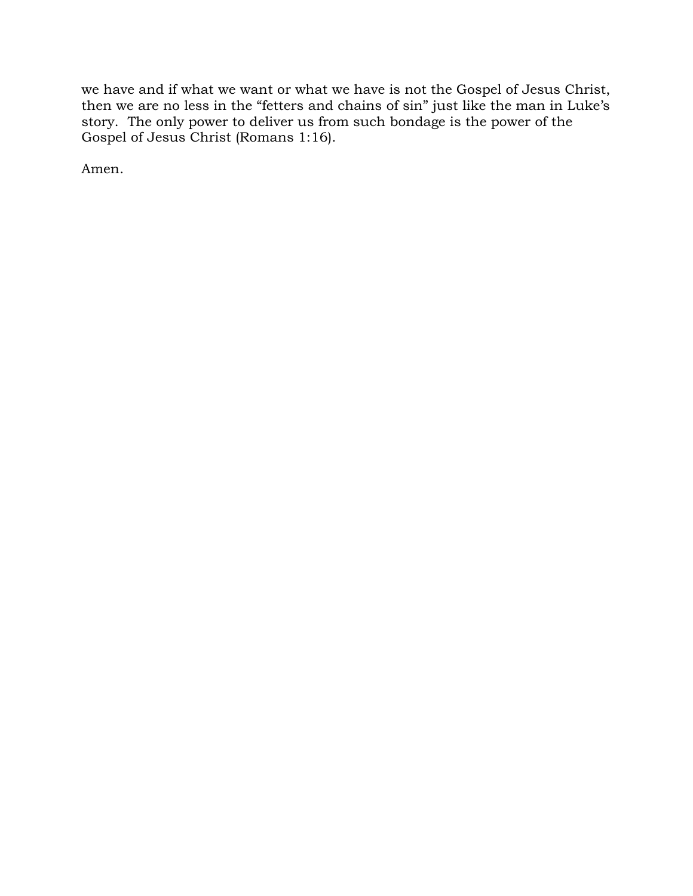we have and if what we want or what we have is not the Gospel of Jesus Christ, then we are no less in the "fetters and chains of sin" just like the man in Luke's story. The only power to deliver us from such bondage is the power of the Gospel of Jesus Christ (Romans 1:16).

Amen.